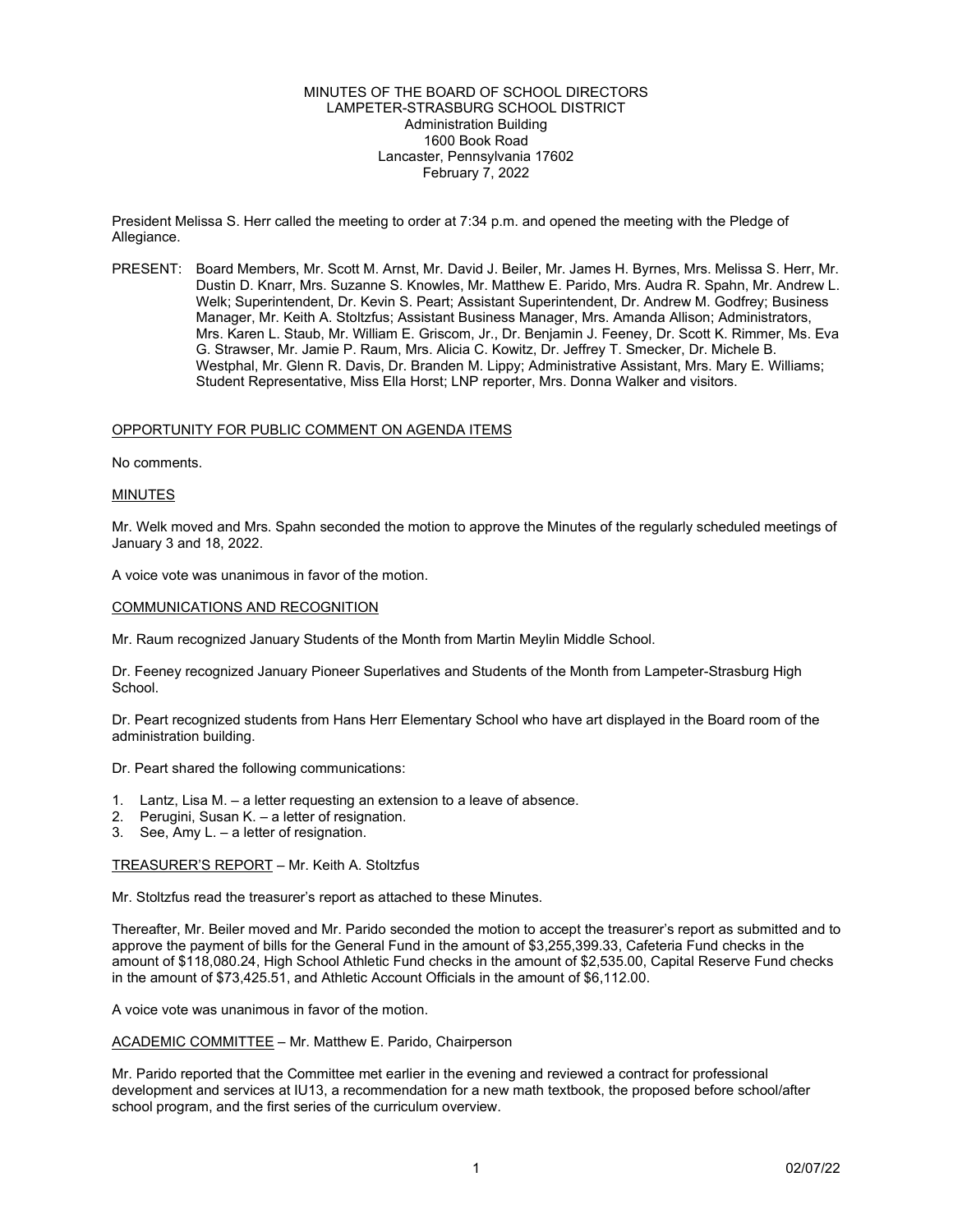MINUTES OF THE BOARD OF SCHOOL DIRECTORS
LAMPETER-STRASBURG SCHOOL DISTRICT
Administration Building
1600 Book Road
Lancaster, Pennsylvania 17602
February 7, 2022

President Melissa S. Herr called the meeting to order at 7:34 p.m. and opened the meeting with the Pledge of Allegiance.

PRESENT: Board Members, Mr. Scott M. Arnst, Mr. David J. Beiler, Mr. James H. Byrnes, Mrs. Melissa S. Herr, Mr. Dustin D. Knarr, Mrs. Suzanne S. Knowles, Mr. Matthew E. Parido, Mrs. Audra R. Spahn, Mr. Andrew L. Welk; Superintendent, Dr. Kevin S. Peart; Assistant Superintendent, Dr. Andrew M. Godfrey; Business Manager, Mr. Keith A. Stoltzfus; Assistant Business Manager, Mrs. Amanda Allison; Administrators, Mrs. Karen L. Staub, Mr. William E. Griscom, Jr., Dr. Benjamin J. Feeney, Dr. Scott K. Rimmer, Ms. Eva G. Strawser, Mr. Jamie P. Raum, Mrs. Alicia C. Kowitz, Dr. Jeffrey T. Smecker, Dr. Michele B. Westphal, Mr. Glenn R. Davis, Dr. Branden M. Lippy; Administrative Assistant, Mrs. Mary E. Williams; Student Representative, Miss Ella Horst; LNP reporter, Mrs. Donna Walker and visitors.

## OPPORTUNITY FOR PUBLIC COMMENT ON AGENDA ITEMS

No comments.

## MINUTES

Mr. Welk moved and Mrs. Spahn seconded the motion to approve the Minutes of the regularly scheduled meetings of January 3 and 18, 2022.

A voice vote was unanimous in favor of the motion.

## COMMUNICATIONS AND RECOGNITION

Mr. Raum recognized January Students of the Month from Martin Meylin Middle School.

Dr. Feeney recognized January Pioneer Superlatives and Students of the Month from Lampeter-Strasburg High School.

Dr. Peart recognized students from Hans Herr Elementary School who have art displayed in the Board room of the administration building.

Dr. Peart shared the following communications:

1. Lantz, Lisa M. – a letter requesting an extension to a leave of absence.
2. Perugini, Susan K. – a letter of resignation.
3. See, Amy L. – a letter of resignation.

## TREASURER'S REPORT – Mr. Keith A. Stoltzfus

Mr. Stoltzfus read the treasurer's report as attached to these Minutes.

Thereafter, Mr. Beiler moved and Mr. Parido seconded the motion to accept the treasurer's report as submitted and to approve the payment of bills for the General Fund in the amount of $3,255,399.33, Cafeteria Fund checks in the amount of $118,080.24, High School Athletic Fund checks in the amount of $2,535.00, Capital Reserve Fund checks in the amount of $73,425.51, and Athletic Account Officials in the amount of $6,112.00.

A voice vote was unanimous in favor of the motion.

## ACADEMIC COMMITTEE – Mr. Matthew E. Parido, Chairperson

Mr. Parido reported that the Committee met earlier in the evening and reviewed a contract for professional development and services at IU13, a recommendation for a new math textbook, the proposed before school/after school program, and the first series of the curriculum overview.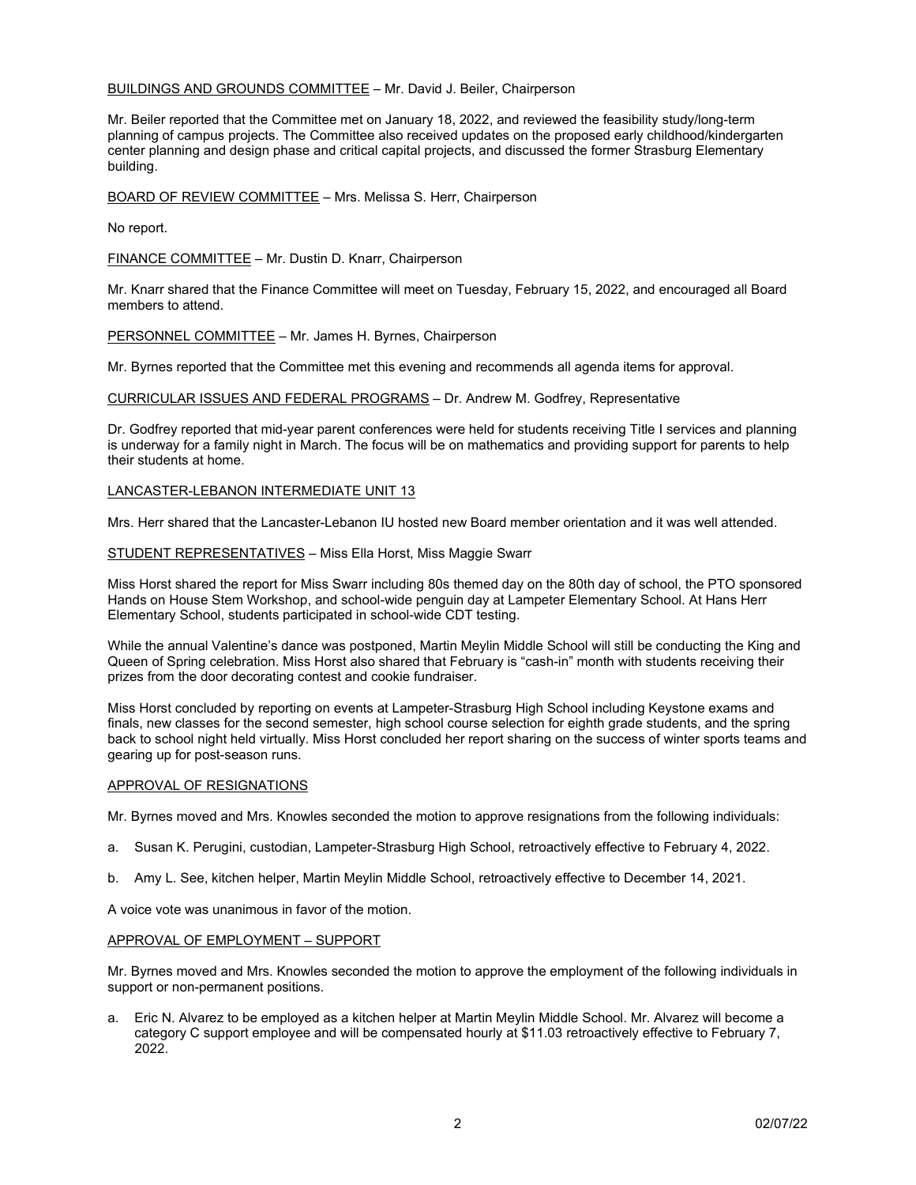BUILDINGS AND GROUNDS COMMITTEE – Mr. David J. Beiler, Chairperson

Mr. Beiler reported that the Committee met on January 18, 2022, and reviewed the feasibility study/long-term planning of campus projects. The Committee also received updates on the proposed early childhood/kindergarten center planning and design phase and critical capital projects, and discussed the former Strasburg Elementary building.

BOARD OF REVIEW COMMITTEE – Mrs. Melissa S. Herr, Chairperson

No report.

FINANCE COMMITTEE – Mr. Dustin D. Knarr, Chairperson

Mr. Knarr shared that the Finance Committee will meet on Tuesday, February 15, 2022, and encouraged all Board members to attend.

PERSONNEL COMMITTEE – Mr. James H. Byrnes, Chairperson

Mr. Byrnes reported that the Committee met this evening and recommends all agenda items for approval.

CURRICULAR ISSUES AND FEDERAL PROGRAMS – Dr. Andrew M. Godfrey, Representative

Dr. Godfrey reported that mid-year parent conferences were held for students receiving Title I services and planning is underway for a family night in March. The focus will be on mathematics and providing support for parents to help their students at home.

LANCASTER-LEBANON INTERMEDIATE UNIT 13

Mrs. Herr shared that the Lancaster-Lebanon IU hosted new Board member orientation and it was well attended.

STUDENT REPRESENTATIVES – Miss Ella Horst, Miss Maggie Swarr

Miss Horst shared the report for Miss Swarr including 80s themed day on the 80th day of school, the PTO sponsored Hands on House Stem Workshop, and school-wide penguin day at Lampeter Elementary School. At Hans Herr Elementary School, students participated in school-wide CDT testing.

While the annual Valentine's dance was postponed, Martin Meylin Middle School will still be conducting the King and Queen of Spring celebration. Miss Horst also shared that February is "cash-in" month with students receiving their prizes from the door decorating contest and cookie fundraiser.

Miss Horst concluded by reporting on events at Lampeter-Strasburg High School including Keystone exams and finals, new classes for the second semester, high school course selection for eighth grade students, and the spring back to school night held virtually. Miss Horst concluded her report sharing on the success of winter sports teams and gearing up for post-season runs.

APPROVAL OF RESIGNATIONS

Mr. Byrnes moved and Mrs. Knowles seconded the motion to approve resignations from the following individuals:

a. Susan K. Perugini, custodian, Lampeter-Strasburg High School, retroactively effective to February 4, 2022.

b. Amy L. See, kitchen helper, Martin Meylin Middle School, retroactively effective to December 14, 2021.

A voice vote was unanimous in favor of the motion.

APPROVAL OF EMPLOYMENT – SUPPORT

Mr. Byrnes moved and Mrs. Knowles seconded the motion to approve the employment of the following individuals in support or non-permanent positions.

a. Eric N. Alvarez to be employed as a kitchen helper at Martin Meylin Middle School. Mr. Alvarez will become a category C support employee and will be compensated hourly at $11.03 retroactively effective to February 7, 2022.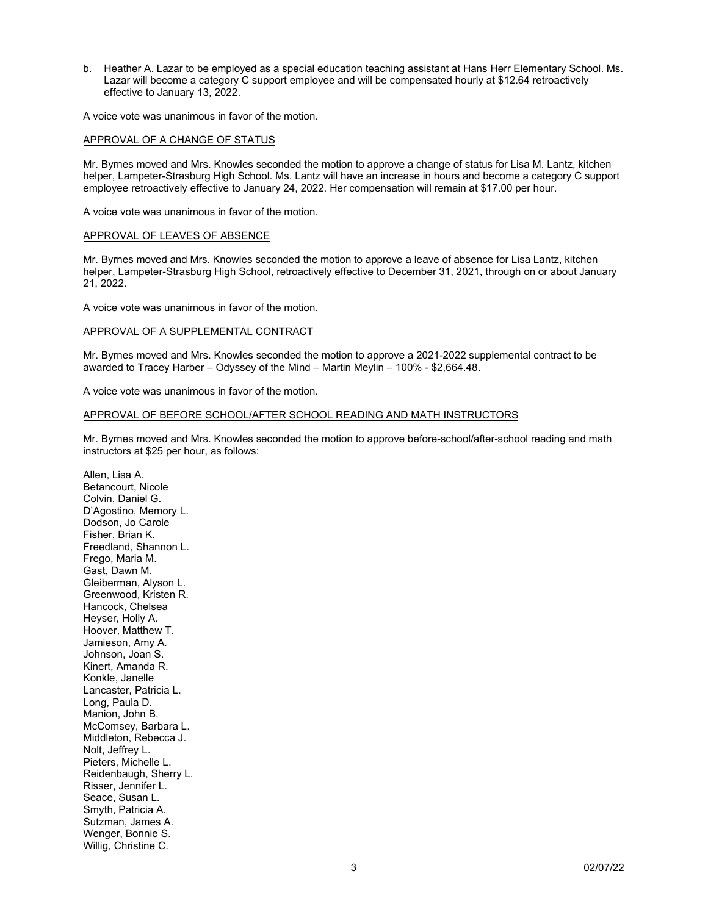b. Heather A. Lazar to be employed as a special education teaching assistant at Hans Herr Elementary School. Ms. Lazar will become a category C support employee and will be compensated hourly at $12.64 retroactively effective to January 13, 2022.

A voice vote was unanimous in favor of the motion.

APPROVAL OF A CHANGE OF STATUS

Mr. Byrnes moved and Mrs. Knowles seconded the motion to approve a change of status for Lisa M. Lantz, kitchen helper, Lampeter-Strasburg High School. Ms. Lantz will have an increase in hours and become a category C support employee retroactively effective to January 24, 2022. Her compensation will remain at $17.00 per hour.

A voice vote was unanimous in favor of the motion.

APPROVAL OF LEAVES OF ABSENCE

Mr. Byrnes moved and Mrs. Knowles seconded the motion to approve a leave of absence for Lisa Lantz, kitchen helper, Lampeter-Strasburg High School, retroactively effective to December 31, 2021, through on or about January 21, 2022.

A voice vote was unanimous in favor of the motion.

APPROVAL OF A SUPPLEMENTAL CONTRACT

Mr. Byrnes moved and Mrs. Knowles seconded the motion to approve a 2021-2022 supplemental contract to be awarded to Tracey Harber – Odyssey of the Mind – Martin Meylin – 100% - $2,664.48.

A voice vote was unanimous in favor of the motion.

APPROVAL OF BEFORE SCHOOL/AFTER SCHOOL READING AND MATH INSTRUCTORS

Mr. Byrnes moved and Mrs. Knowles seconded the motion to approve before-school/after-school reading and math instructors at $25 per hour, as follows:

Allen, Lisa A.
Betancourt, Nicole
Colvin, Daniel G.
D'Agostino, Memory L.
Dodson, Jo Carole
Fisher, Brian K.
Freedland, Shannon L.
Frego, Maria M.
Gast, Dawn M.
Gleiberman, Alyson L.
Greenwood, Kristen R.
Hancock, Chelsea
Heyser, Holly A.
Hoover, Matthew T.
Jamieson, Amy A.
Johnson, Joan S.
Kinert, Amanda R.
Konkle, Janelle
Lancaster, Patricia L.
Long, Paula D.
Manion, John B.
McComsey, Barbara L.
Middleton, Rebecca J.
Nolt, Jeffrey L.
Pieters, Michelle L.
Reidenbaugh, Sherry L.
Risser, Jennifer L.
Seace, Susan L.
Smyth, Patricia A.
Sutzman, James A.
Wenger, Bonnie S.
Willig, Christine C.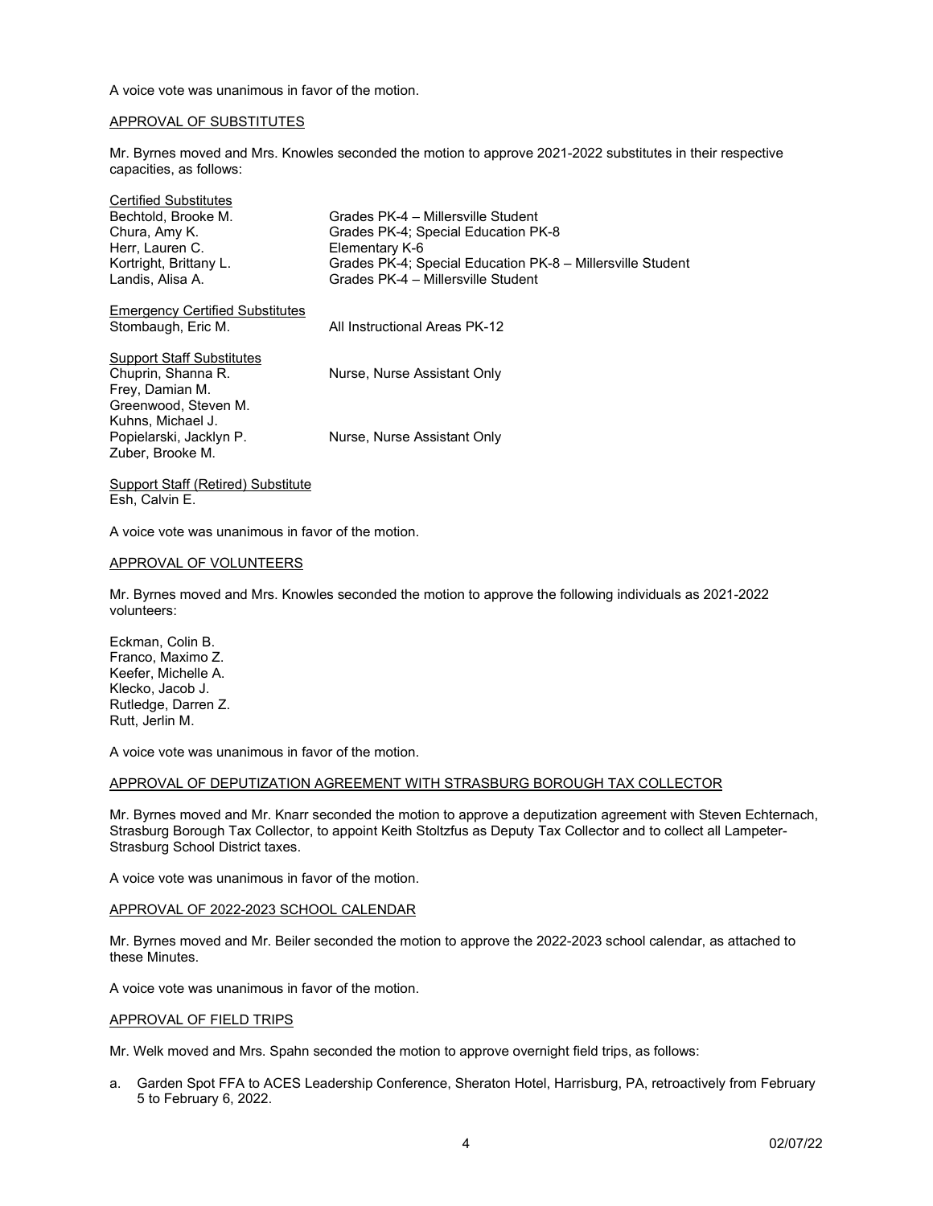A voice vote was unanimous in favor of the motion.

APPROVAL OF SUBSTITUTES

Mr. Byrnes moved and Mrs. Knowles seconded the motion to approve 2021-2022 substitutes in their respective capacities, as follows:

Certified Substitutes

| | |
|---|---|
| Bechtold, Brooke M. | Grades PK-4 – Millersville Student |
| Chura, Amy K. | Grades PK-4; Special Education PK-8 |
| Herr, Lauren C. | Elementary K-6 |
| Kortright, Brittany L. | Grades PK-4; Special Education PK-8 – Millersville Student |
| Landis, Alisa A. | Grades PK-4 – Millersville Student |

Emergency Certified Substitutes

| | |
|---|---|
| Stombaugh, Eric M. | All Instructional Areas PK-12 |

Support Staff Substitutes

| | |
|---|---|
| Chuprin, Shanna R. | Nurse, Nurse Assistant Only |
| Frey, Damian M. | |
| Greenwood, Steven M. | |
| Kuhns, Michael J. | |
| Popielarski, Jacklyn P. | Nurse, Nurse Assistant Only |
| Zuber, Brooke M. | |

Support Staff (Retired) Substitute
Esh, Calvin E.

A voice vote was unanimous in favor of the motion.

APPROVAL OF VOLUNTEERS

Mr. Byrnes moved and Mrs. Knowles seconded the motion to approve the following individuals as 2021-2022 volunteers:

Eckman, Colin B.
Franco, Maximo Z.
Keefer, Michelle A.
Klecko, Jacob J.
Rutledge, Darren Z.
Rutt, Jerlin M.

A voice vote was unanimous in favor of the motion.

APPROVAL OF DEPUTIZATION AGREEMENT WITH STRASBURG BOROUGH TAX COLLECTOR

Mr. Byrnes moved and Mr. Knarr seconded the motion to approve a deputization agreement with Steven Echternach, Strasburg Borough Tax Collector, to appoint Keith Stoltzfus as Deputy Tax Collector and to collect all Lampeter-Strasburg School District taxes.

A voice vote was unanimous in favor of the motion.

APPROVAL OF 2022-2023 SCHOOL CALENDAR

Mr. Byrnes moved and Mr. Beiler seconded the motion to approve the 2022-2023 school calendar, as attached to these Minutes.

A voice vote was unanimous in favor of the motion.

APPROVAL OF FIELD TRIPS

Mr. Welk moved and Mrs. Spahn seconded the motion to approve overnight field trips, as follows:

a. Garden Spot FFA to ACES Leadership Conference, Sheraton Hotel, Harrisburg, PA, retroactively from February 5 to February 6, 2022.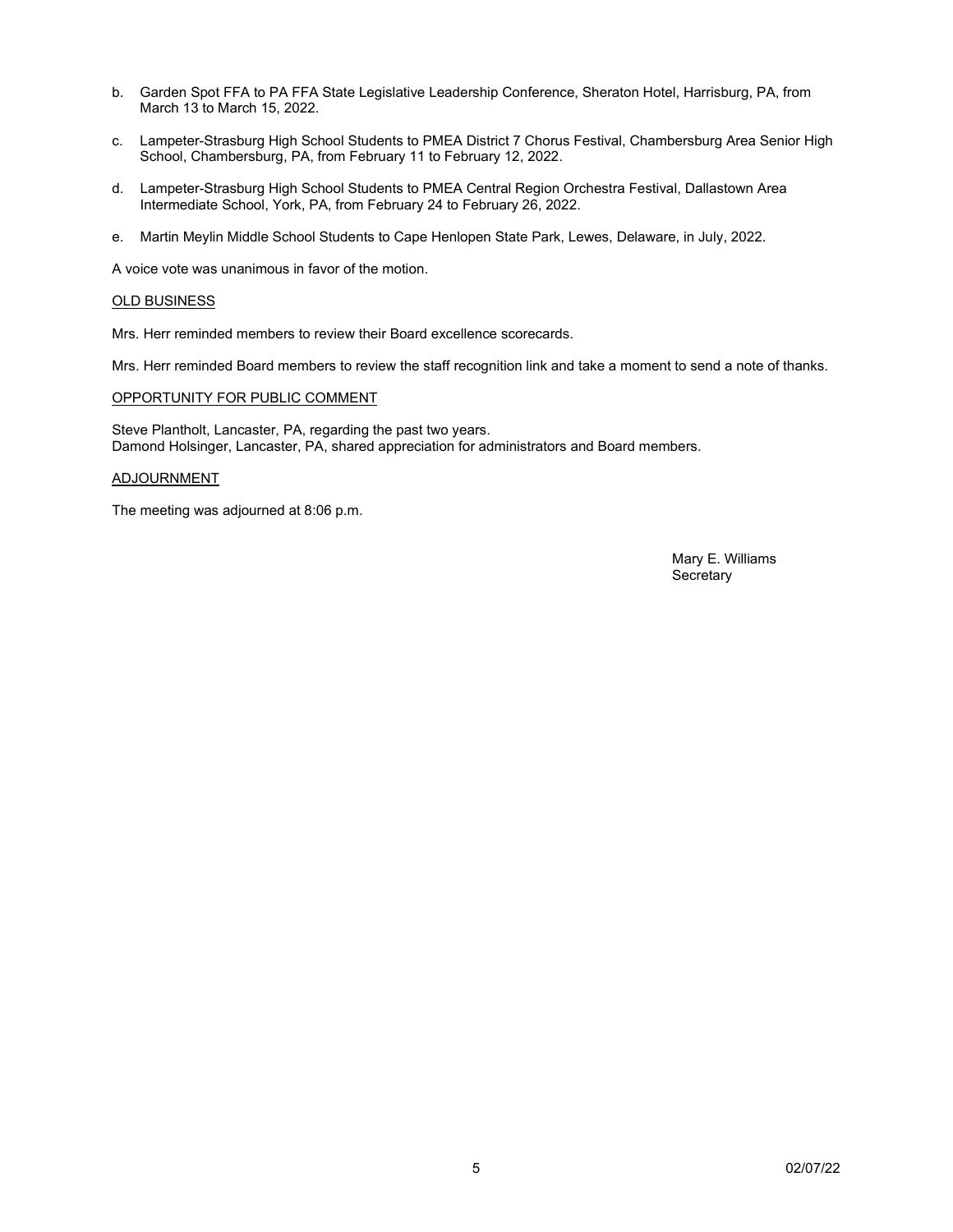b. Garden Spot FFA to PA FFA State Legislative Leadership Conference, Sheraton Hotel, Harrisburg, PA, from March 13 to March 15, 2022.

c. Lampeter-Strasburg High School Students to PMEA District 7 Chorus Festival, Chambersburg Area Senior High School, Chambersburg, PA, from February 11 to February 12, 2022.

d. Lampeter-Strasburg High School Students to PMEA Central Region Orchestra Festival, Dallastown Area Intermediate School, York, PA, from February 24 to February 26, 2022.

e. Martin Meylin Middle School Students to Cape Henlopen State Park, Lewes, Delaware, in July, 2022.

A voice vote was unanimous in favor of the motion.

OLD BUSINESS

Mrs. Herr reminded members to review their Board excellence scorecards.

Mrs. Herr reminded Board members to review the staff recognition link and take a moment to send a note of thanks.

OPPORTUNITY FOR PUBLIC COMMENT

Steve Plantholt, Lancaster, PA, regarding the past two years.
Damond Holsinger, Lancaster, PA, shared appreciation for administrators and Board members.

ADJOURNMENT

The meeting was adjourned at 8:06 p.m.

Mary E. Williams
Secretary